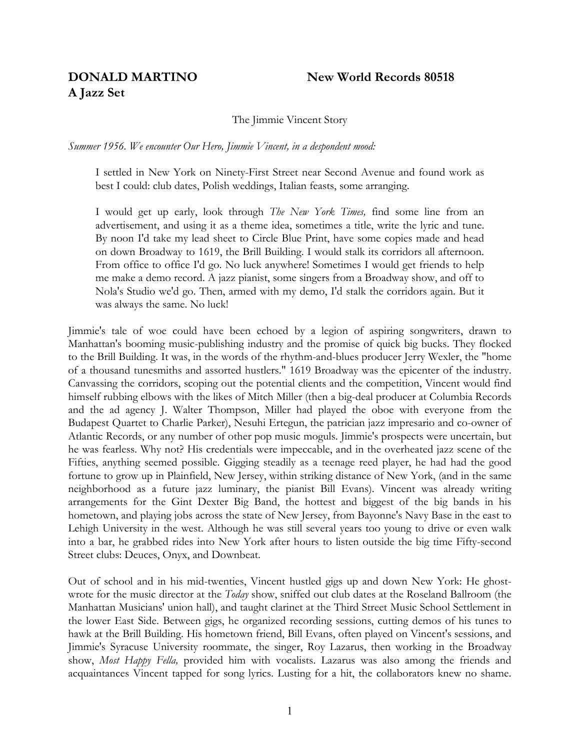**DONALD MARTINO** **New World Records 80518**

**A Jazz Set**

The Jimmie Vincent Story

*Summer 1956. We encounter Our Hero, Jimmie Vincent, in a despondent mood:*

> I settled in New York on Ninety-First Street near Second Avenue and found work as best I could: club dates, Polish weddings, Italian feasts, some arranging.
>
> I would get up early, look through *The New York Times,* find some line from an advertisement, and using it as a theme idea, sometimes a title, write the lyric and tune. By noon I'd take my lead sheet to Circle Blue Print, have some copies made and head on down Broadway to 1619, the Brill Building. I would stalk its corridors all afternoon. From office to office I'd go. No luck anywhere! Sometimes I would get friends to help me make a demo record. A jazz pianist, some singers from a Broadway show, and off to Nola's Studio we'd go. Then, armed with my demo, I'd stalk the corridors again. But it was always the same. No luck!

Jimmie's tale of woe could have been echoed by a legion of aspiring songwriters, drawn to Manhattan's booming music-publishing industry and the promise of quick big bucks. They flocked to the Brill Building. It was, in the words of the rhythm-and-blues producer Jerry Wexler, the "home of a thousand tunesmiths and assorted hustlers." 1619 Broadway was the epicenter of the industry. Canvassing the corridors, scoping out the potential clients and the competition, Vincent would find himself rubbing elbows with the likes of Mitch Miller (then a big-deal producer at Columbia Records and the ad agency J. Walter Thompson, Miller had played the oboe with everyone from the Budapest Quartet to Charlie Parker), Nesuhi Ertegun, the patrician jazz impresario and co-owner of Atlantic Records, or any number of other pop music moguls. Jimmie's prospects were uncertain, but he was fearless. Why not? His credentials were impeccable, and in the overheated jazz scene of the Fifties, anything seemed possible. Gigging steadily as a teenage reed player, he had had the good fortune to grow up in Plainfield, New Jersey, within striking distance of New York, (and in the same neighborhood as a future jazz luminary, the pianist Bill Evans). Vincent was already writing arrangements for the Gint Dexter Big Band, the hottest and biggest of the big bands in his hometown, and playing jobs across the state of New Jersey, from Bayonne's Navy Base in the east to Lehigh University in the west. Although he was still several years too young to drive or even walk into a bar, he grabbed rides into New York after hours to listen outside the big time Fifty-second Street clubs: Deuces, Onyx, and Downbeat.

Out of school and in his mid-twenties, Vincent hustled gigs up and down New York: He ghost-wrote for the music director at the *Today* show, sniffed out club dates at the Roseland Ballroom (the Manhattan Musicians' union hall), and taught clarinet at the Third Street Music School Settlement in the lower East Side. Between gigs, he organized recording sessions, cutting demos of his tunes to hawk at the Brill Building. His hometown friend, Bill Evans, often played on Vincent's sessions, and Jimmie's Syracuse University roommate, the singer, Roy Lazarus, then working in the Broadway show, *Most Happy Fella,* provided him with vocalists. Lazarus was also among the friends and acquaintances Vincent tapped for song lyrics. Lusting for a hit, the collaborators knew no shame.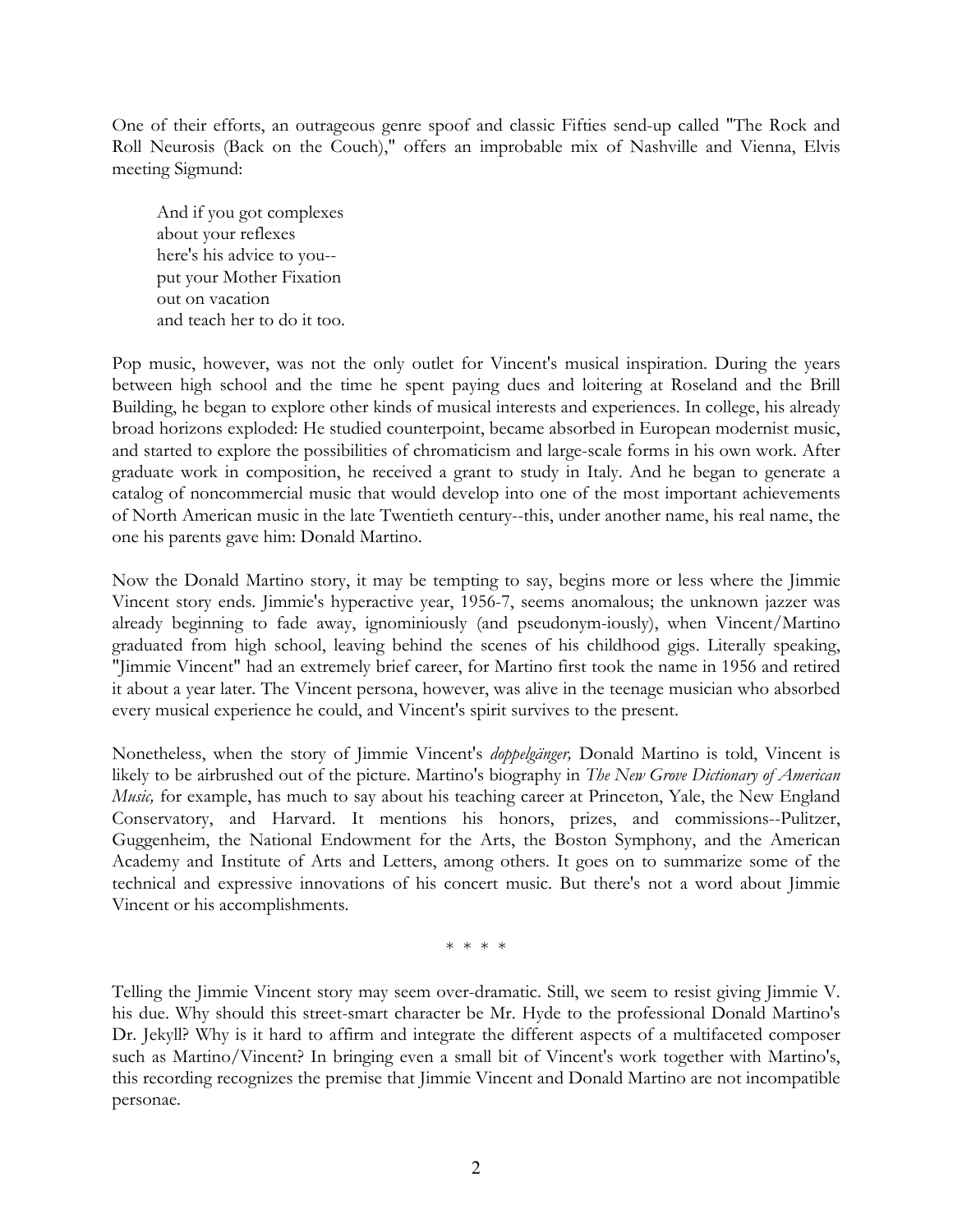One of their efforts, an outrageous genre spoof and classic Fifties send-up called "The Rock and Roll Neurosis (Back on the Couch)," offers an improbable mix of Nashville and Vienna, Elvis meeting Sigmund:

> And if you got complexes
> about your reflexes
> here's his advice to you--
> put your Mother Fixation
> out on vacation
> and teach her to do it too.

Pop music, however, was not the only outlet for Vincent's musical inspiration. During the years between high school and the time he spent paying dues and loitering at Roseland and the Brill Building, he began to explore other kinds of musical interests and experiences. In college, his already broad horizons exploded: He studied counterpoint, became absorbed in European modernist music, and started to explore the possibilities of chromaticism and large-scale forms in his own work. After graduate work in composition, he received a grant to study in Italy. And he began to generate a catalog of noncommercial music that would develop into one of the most important achievements of North American music in the late Twentieth century--this, under another name, his real name, the one his parents gave him: Donald Martino.

Now the Donald Martino story, it may be tempting to say, begins more or less where the Jimmie Vincent story ends. Jimmie's hyperactive year, 1956-7, seems anomalous; the unknown jazzer was already beginning to fade away, ignominiously (and pseudonym-iously), when Vincent/Martino graduated from high school, leaving behind the scenes of his childhood gigs. Literally speaking, "Jimmie Vincent" had an extremely brief career, for Martino first took the name in 1956 and retired it about a year later. The Vincent persona, however, was alive in the teenage musician who absorbed every musical experience he could, and Vincent's spirit survives to the present.

Nonetheless, when the story of Jimmie Vincent's *doppelgänger,* Donald Martino is told, Vincent is likely to be airbrushed out of the picture. Martino's biography in *The New Grove Dictionary of American Music,* for example, has much to say about his teaching career at Princeton, Yale, the New England Conservatory, and Harvard. It mentions his honors, prizes, and commissions--Pulitzer, Guggenheim, the National Endowment for the Arts, the Boston Symphony, and the American Academy and Institute of Arts and Letters, among others. It goes on to summarize some of the technical and expressive innovations of his concert music. But there's not a word about Jimmie Vincent or his accomplishments.

\* \* \* \*

Telling the Jimmie Vincent story may seem over-dramatic. Still, we seem to resist giving Jimmie V. his due. Why should this street-smart character be Mr. Hyde to the professional Donald Martino's Dr. Jekyll? Why is it hard to affirm and integrate the different aspects of a multifaceted composer such as Martino/Vincent? In bringing even a small bit of Vincent's work together with Martino's, this recording recognizes the premise that Jimmie Vincent and Donald Martino are not incompatible personae.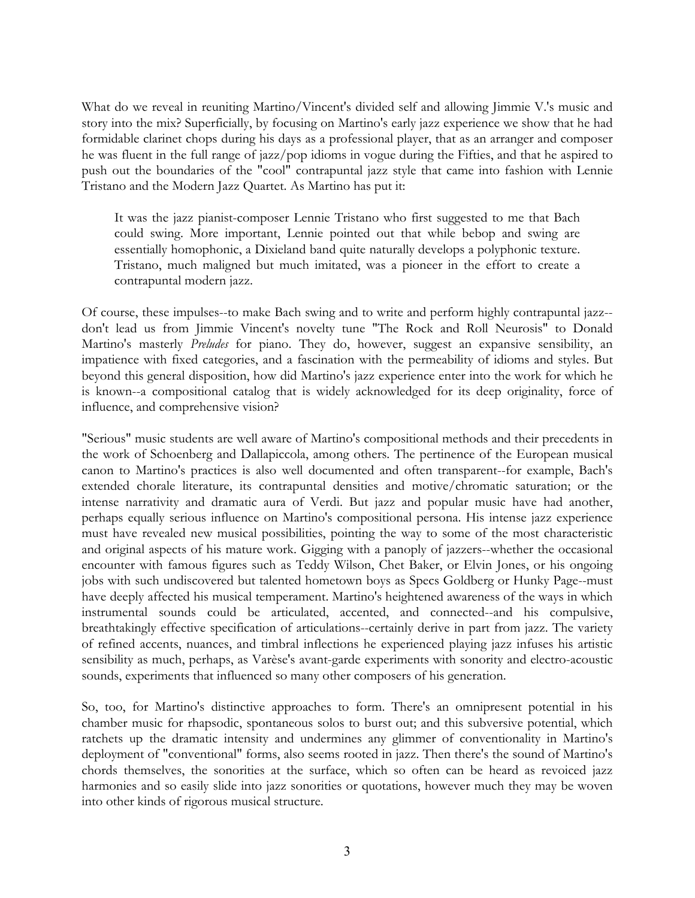What do we reveal in reuniting Martino/Vincent's divided self and allowing Jimmie V.'s music and story into the mix? Superficially, by focusing on Martino's early jazz experience we show that he had formidable clarinet chops during his days as a professional player, that as an arranger and composer he was fluent in the full range of jazz/pop idioms in vogue during the Fifties, and that he aspired to push out the boundaries of the "cool" contrapuntal jazz style that came into fashion with Lennie Tristano and the Modern Jazz Quartet. As Martino has put it:

> It was the jazz pianist-composer Lennie Tristano who first suggested to me that Bach could swing. More important, Lennie pointed out that while bebop and swing are essentially homophonic, a Dixieland band quite naturally develops a polyphonic texture. Tristano, much maligned but much imitated, was a pioneer in the effort to create a contrapuntal modern jazz.

Of course, these impulses--to make Bach swing and to write and perform highly contrapuntal jazz--don't lead us from Jimmie Vincent's novelty tune "The Rock and Roll Neurosis" to Donald Martino's masterly *Preludes* for piano. They do, however, suggest an expansive sensibility, an impatience with fixed categories, and a fascination with the permeability of idioms and styles. But beyond this general disposition, how did Martino's jazz experience enter into the work for which he is known--a compositional catalog that is widely acknowledged for its deep originality, force of influence, and comprehensive vision?

"Serious" music students are well aware of Martino's compositional methods and their precedents in the work of Schoenberg and Dallapiccola, among others. The pertinence of the European musical canon to Martino's practices is also well documented and often transparent--for example, Bach's extended chorale literature, its contrapuntal densities and motive/chromatic saturation; or the intense narrativity and dramatic aura of Verdi. But jazz and popular music have had another, perhaps equally serious influence on Martino's compositional persona. His intense jazz experience must have revealed new musical possibilities, pointing the way to some of the most characteristic and original aspects of his mature work. Gigging with a panoply of jazzers--whether the occasional encounter with famous figures such as Teddy Wilson, Chet Baker, or Elvin Jones, or his ongoing jobs with such undiscovered but talented hometown boys as Specs Goldberg or Hunky Page--must have deeply affected his musical temperament. Martino's heightened awareness of the ways in which instrumental sounds could be articulated, accented, and connected--and his compulsive, breathtakingly effective specification of articulations--certainly derive in part from jazz. The variety of refined accents, nuances, and timbral inflections he experienced playing jazz infuses his artistic sensibility as much, perhaps, as Varèse's avant-garde experiments with sonority and electro-acoustic sounds, experiments that influenced so many other composers of his generation.

So, too, for Martino's distinctive approaches to form. There's an omnipresent potential in his chamber music for rhapsodic, spontaneous solos to burst out; and this subversive potential, which ratchets up the dramatic intensity and undermines any glimmer of conventionality in Martino's deployment of "conventional" forms, also seems rooted in jazz. Then there's the sound of Martino's chords themselves, the sonorities at the surface, which so often can be heard as revoiced jazz harmonies and so easily slide into jazz sonorities or quotations, however much they may be woven into other kinds of rigorous musical structure.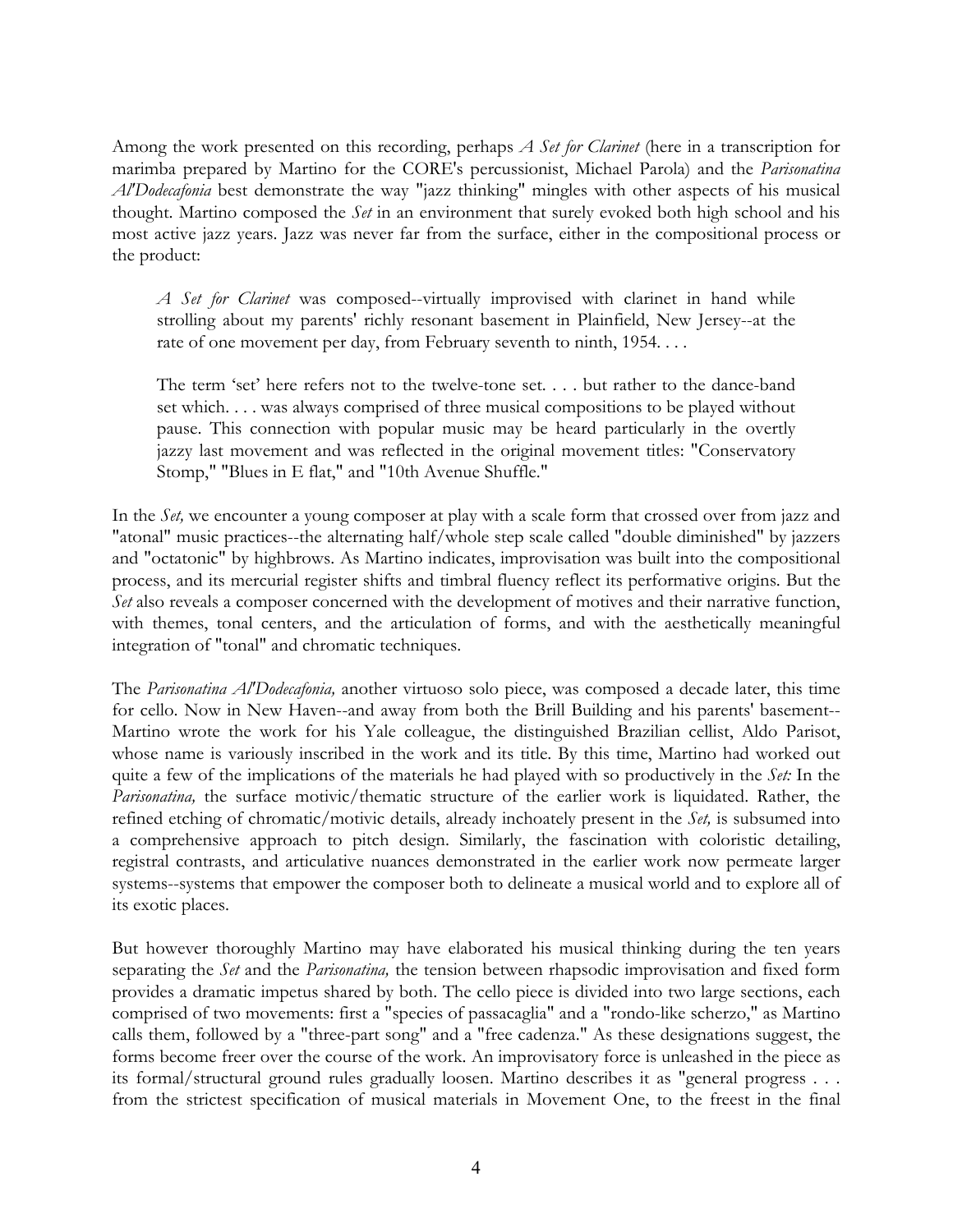Among the work presented on this recording, perhaps *A Set for Clarinet* (here in a transcription for marimba prepared by Martino for the CORE's percussionist, Michael Parola) and the *Parisonatina Al'Dodecafonia* best demonstrate the way "jazz thinking" mingles with other aspects of his musical thought. Martino composed the *Set* in an environment that surely evoked both high school and his most active jazz years. Jazz was never far from the surface, either in the compositional process or the product:

> *A Set for Clarinet* was composed--virtually improvised with clarinet in hand while strolling about my parents' richly resonant basement in Plainfield, New Jersey--at the rate of one movement per day, from February seventh to ninth, 1954. . . .
>
> The term 'set' here refers not to the twelve-tone set. . . . but rather to the dance-band set which. . . . was always comprised of three musical compositions to be played without pause. This connection with popular music may be heard particularly in the overtly jazzy last movement and was reflected in the original movement titles: "Conservatory Stomp," "Blues in E flat," and "10th Avenue Shuffle."

In the *Set,* we encounter a young composer at play with a scale form that crossed over from jazz and "atonal" music practices--the alternating half/whole step scale called "double diminished" by jazzers and "octatonic" by highbrows. As Martino indicates, improvisation was built into the compositional process, and its mercurial register shifts and timbral fluency reflect its performative origins. But the *Set* also reveals a composer concerned with the development of motives and their narrative function, with themes, tonal centers, and the articulation of forms, and with the aesthetically meaningful integration of "tonal" and chromatic techniques.

The *Parisonatina Al'Dodecafonia,* another virtuoso solo piece, was composed a decade later, this time for cello. Now in New Haven--and away from both the Brill Building and his parents' basement--Martino wrote the work for his Yale colleague, the distinguished Brazilian cellist, Aldo Parisot, whose name is variously inscribed in the work and its title. By this time, Martino had worked out quite a few of the implications of the materials he had played with so productively in the *Set:* In the *Parisonatina,* the surface motivic/thematic structure of the earlier work is liquidated. Rather, the refined etching of chromatic/motivic details, already inchoately present in the *Set,* is subsumed into a comprehensive approach to pitch design. Similarly, the fascination with coloristic detailing, registral contrasts, and articulative nuances demonstrated in the earlier work now permeate larger systems--systems that empower the composer both to delineate a musical world and to explore all of its exotic places.

But however thoroughly Martino may have elaborated his musical thinking during the ten years separating the *Set* and the *Parisonatina,* the tension between rhapsodic improvisation and fixed form provides a dramatic impetus shared by both. The cello piece is divided into two large sections, each comprised of two movements: first a "species of passacaglia" and a "rondo-like scherzo," as Martino calls them, followed by a "three-part song" and a "free cadenza." As these designations suggest, the forms become freer over the course of the work. An improvisatory force is unleashed in the piece as its formal/structural ground rules gradually loosen. Martino describes it as "general progress . . . from the strictest specification of musical materials in Movement One, to the freest in the final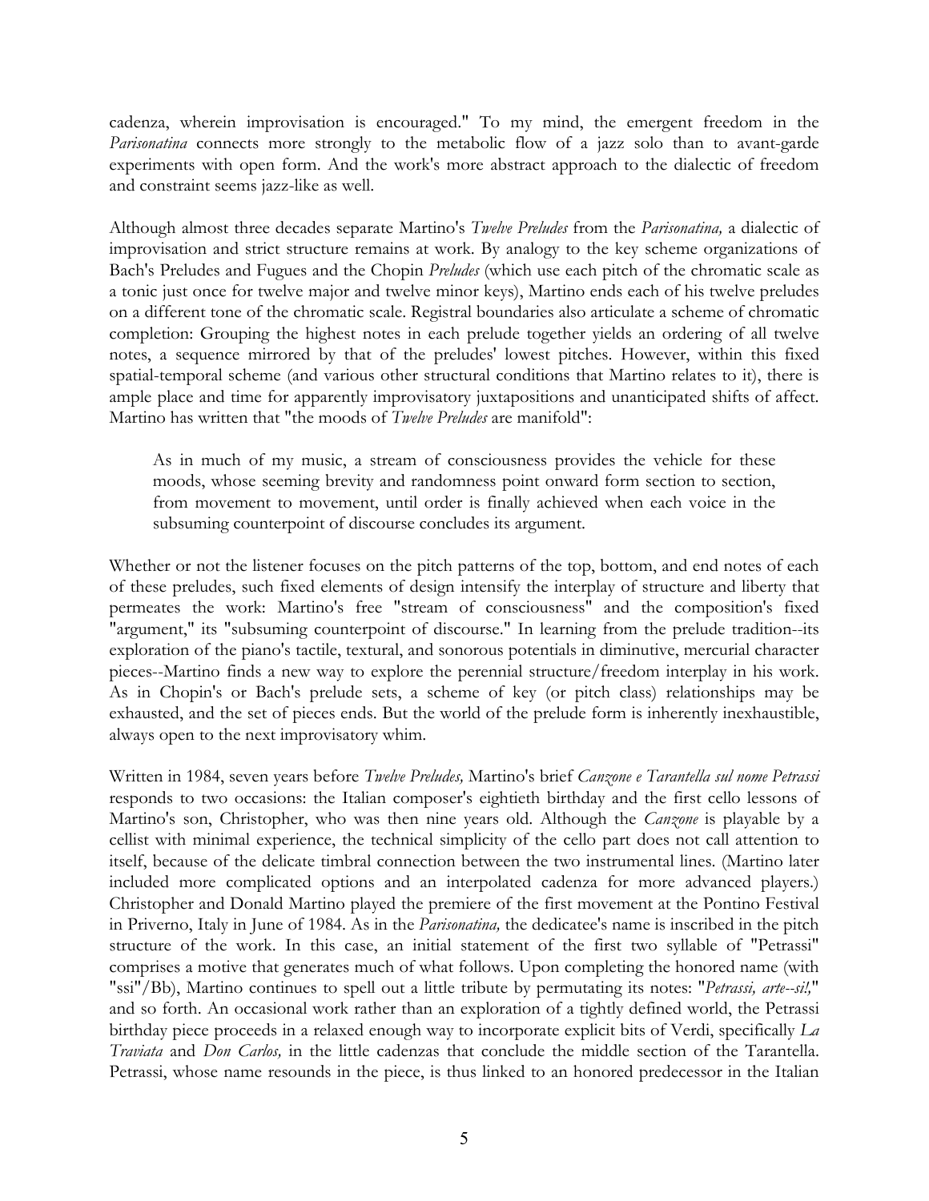cadenza, wherein improvisation is encouraged." To my mind, the emergent freedom in the *Parisonatina* connects more strongly to the metabolic flow of a jazz solo than to avant-garde experiments with open form. And the work's more abstract approach to the dialectic of freedom and constraint seems jazz-like as well.

Although almost three decades separate Martino's *Twelve Preludes* from the *Parisonatina,* a dialectic of improvisation and strict structure remains at work. By analogy to the key scheme organizations of Bach's Preludes and Fugues and the Chopin *Preludes* (which use each pitch of the chromatic scale as a tonic just once for twelve major and twelve minor keys), Martino ends each of his twelve preludes on a different tone of the chromatic scale. Registral boundaries also articulate a scheme of chromatic completion: Grouping the highest notes in each prelude together yields an ordering of all twelve notes, a sequence mirrored by that of the preludes' lowest pitches. However, within this fixed spatial-temporal scheme (and various other structural conditions that Martino relates to it), there is ample place and time for apparently improvisatory juxtapositions and unanticipated shifts of affect. Martino has written that "the moods of *Twelve Preludes* are manifold":

> As in much of my music, a stream of consciousness provides the vehicle for these moods, whose seeming brevity and randomness point onward form section to section, from movement to movement, until order is finally achieved when each voice in the subsuming counterpoint of discourse concludes its argument.

Whether or not the listener focuses on the pitch patterns of the top, bottom, and end notes of each of these preludes, such fixed elements of design intensify the interplay of structure and liberty that permeates the work: Martino's free "stream of consciousness" and the composition's fixed "argument," its "subsuming counterpoint of discourse." In learning from the prelude tradition--its exploration of the piano's tactile, textural, and sonorous potentials in diminutive, mercurial character pieces--Martino finds a new way to explore the perennial structure/freedom interplay in his work. As in Chopin's or Bach's prelude sets, a scheme of key (or pitch class) relationships may be exhausted, and the set of pieces ends. But the world of the prelude form is inherently inexhaustible, always open to the next improvisatory whim.

Written in 1984, seven years before *Twelve Preludes,* Martino's brief *Canzone e Tarantella sul nome Petrassi* responds to two occasions: the Italian composer's eightieth birthday and the first cello lessons of Martino's son, Christopher, who was then nine years old. Although the *Canzone* is playable by a cellist with minimal experience, the technical simplicity of the cello part does not call attention to itself, because of the delicate timbral connection between the two instrumental lines. (Martino later included more complicated options and an interpolated cadenza for more advanced players.) Christopher and Donald Martino played the premiere of the first movement at the Pontino Festival in Priverno, Italy in June of 1984. As in the *Parisonatina,* the dedicatee's name is inscribed in the pitch structure of the work. In this case, an initial statement of the first two syllable of "Petrassi" comprises a motive that generates much of what follows. Upon completing the honored name (with "ssi"/Bb), Martino continues to spell out a little tribute by permutating its notes: "*Petrassi, arte--si!,*" and so forth. An occasional work rather than an exploration of a tightly defined world, the Petrassi birthday piece proceeds in a relaxed enough way to incorporate explicit bits of Verdi, specifically *La Traviata* and *Don Carlos,* in the little cadenzas that conclude the middle section of the Tarantella. Petrassi, whose name resounds in the piece, is thus linked to an honored predecessor in the Italian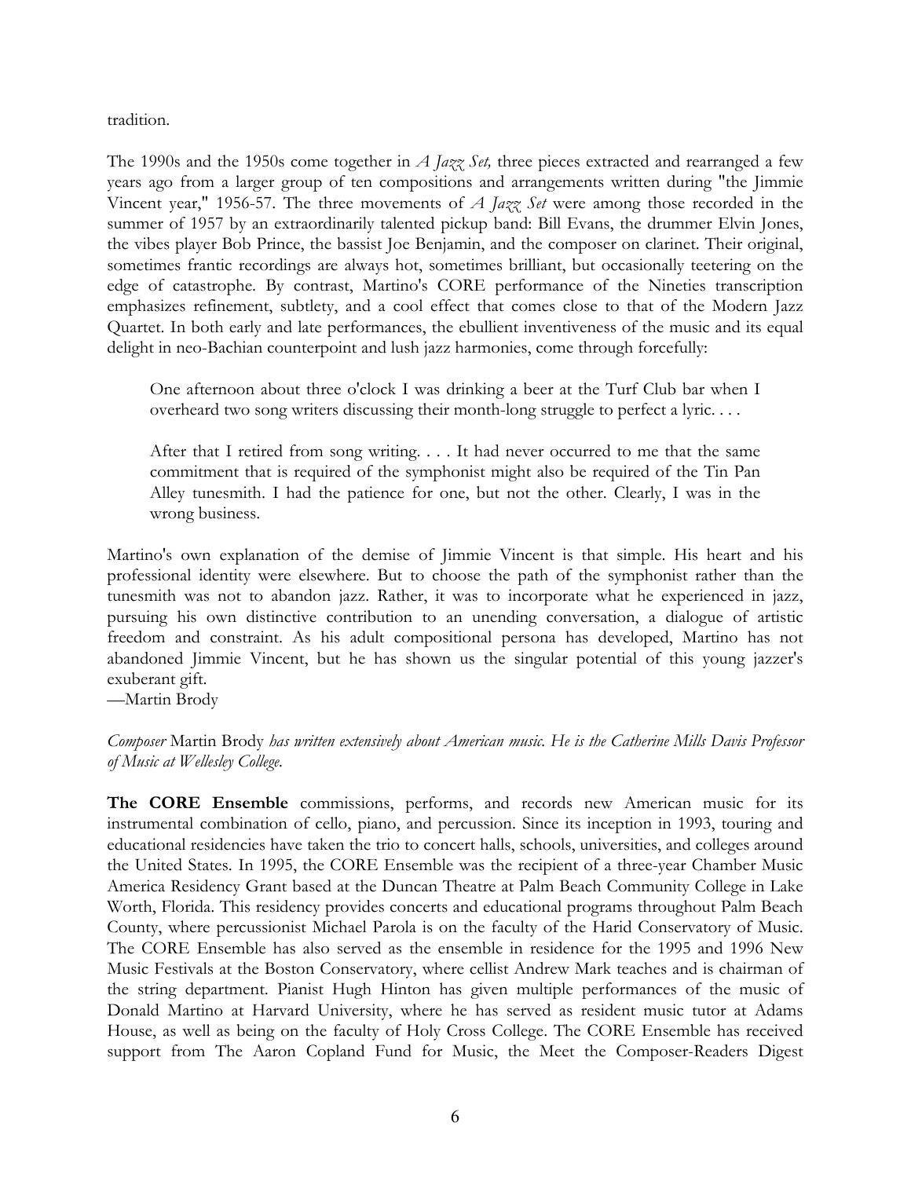tradition.

The 1990s and the 1950s come together in *A Jazz Set,* three pieces extracted and rearranged a few years ago from a larger group of ten compositions and arrangements written during "the Jimmie Vincent year," 1956-57. The three movements of *A Jazz Set* were among those recorded in the summer of 1957 by an extraordinarily talented pickup band: Bill Evans, the drummer Elvin Jones, the vibes player Bob Prince, the bassist Joe Benjamin, and the composer on clarinet. Their original, sometimes frantic recordings are always hot, sometimes brilliant, but occasionally teetering on the edge of catastrophe. By contrast, Martino's CORE performance of the Nineties transcription emphasizes refinement, subtlety, and a cool effect that comes close to that of the Modern Jazz Quartet. In both early and late performances, the ebullient inventiveness of the music and its equal delight in neo-Bachian counterpoint and lush jazz harmonies, come through forcefully:

> One afternoon about three o'clock I was drinking a beer at the Turf Club bar when I overheard two song writers discussing their month-long struggle to perfect a lyric. . . .
>
> After that I retired from song writing. . . . It had never occurred to me that the same commitment that is required of the symphonist might also be required of the Tin Pan Alley tunesmith. I had the patience for one, but not the other. Clearly, I was in the wrong business.

Martino's own explanation of the demise of Jimmie Vincent is that simple. His heart and his professional identity were elsewhere. But to choose the path of the symphonist rather than the tunesmith was not to abandon jazz. Rather, it was to incorporate what he experienced in jazz, pursuing his own distinctive contribution to an unending conversation, a dialogue of artistic freedom and constraint. As his adult compositional persona has developed, Martino has not abandoned Jimmie Vincent, but he has shown us the singular potential of this young jazzer's exuberant gift.
—Martin Brody

*Composer* Martin Brody *has written extensively about American music. He is the Catherine Mills Davis Professor of Music at Wellesley College.*

**The CORE Ensemble** commissions, performs, and records new American music for its instrumental combination of cello, piano, and percussion. Since its inception in 1993, touring and educational residencies have taken the trio to concert halls, schools, universities, and colleges around the United States. In 1995, the CORE Ensemble was the recipient of a three-year Chamber Music America Residency Grant based at the Duncan Theatre at Palm Beach Community College in Lake Worth, Florida. This residency provides concerts and educational programs throughout Palm Beach County, where percussionist Michael Parola is on the faculty of the Harid Conservatory of Music. The CORE Ensemble has also served as the ensemble in residence for the 1995 and 1996 New Music Festivals at the Boston Conservatory, where cellist Andrew Mark teaches and is chairman of the string department. Pianist Hugh Hinton has given multiple performances of the music of Donald Martino at Harvard University, where he has served as resident music tutor at Adams House, as well as being on the faculty of Holy Cross College. The CORE Ensemble has received support from The Aaron Copland Fund for Music, the Meet the Composer-Readers Digest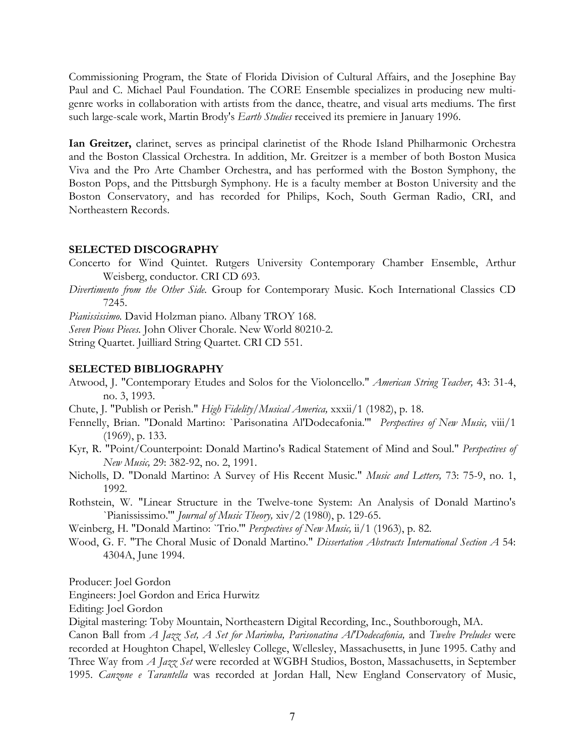Commissioning Program, the State of Florida Division of Cultural Affairs, and the Josephine Bay Paul and C. Michael Paul Foundation. The CORE Ensemble specializes in producing new multi-genre works in collaboration with artists from the dance, theatre, and visual arts mediums. The first such large-scale work, Martin Brody's *Earth Studies* received its premiere in January 1996.

**Ian Greitzer,** clarinet, serves as principal clarinetist of the Rhode Island Philharmonic Orchestra and the Boston Classical Orchestra. In addition, Mr. Greitzer is a member of both Boston Musica Viva and the Pro Arte Chamber Orchestra, and has performed with the Boston Symphony, the Boston Pops, and the Pittsburgh Symphony. He is a faculty member at Boston University and the Boston Conservatory, and has recorded for Philips, Koch, South German Radio, CRI, and Northeastern Records.

### SELECTED DISCOGRAPHY

Concerto for Wind Quintet. Rutgers University Contemporary Chamber Ensemble, Arthur Weisberg, conductor. CRI CD 693.

*Divertimento from the Other Side.* Group for Contemporary Music. Koch International Classics CD 7245.

*Pianississimo.* David Holzman piano. Albany TROY 168.

*Seven Pious Pieces.* John Oliver Chorale. New World 80210-2.

String Quartet. Juilliard String Quartet. CRI CD 551.

### SELECTED BIBLIOGRAPHY

Atwood, J. "Contemporary Etudes and Solos for the Violoncello." *American String Teacher,* 43: 31-4, no. 3, 1993.

Chute, J. "Publish or Perish." *High Fidelity/Musical America,* xxxii/1 (1982), p. 18.

Fennelly, Brian. "Donald Martino: `Parisonatina Al'Dodecafonia.'" *Perspectives of New Music,* viii/1 (1969), p. 133.

Kyr, R. "Point/Counterpoint: Donald Martino's Radical Statement of Mind and Soul." *Perspectives of New Music,* 29: 382-92, no. 2, 1991.

Nicholls, D. "Donald Martino: A Survey of His Recent Music." *Music and Letters,* 73: 75-9, no. 1, 1992.

Rothstein, W. "Linear Structure in the Twelve-tone System: An Analysis of Donald Martino's `Pianississimo.'" *Journal of Music Theory,* xiv/2 (1980), p. 129-65.

Weinberg, H. "Donald Martino: `Trio.'" *Perspectives of New Music,* ii/1 (1963), p. 82.

Wood, G. F. "The Choral Music of Donald Martino." *Dissertation Abstracts International Section A* 54: 4304A, June 1994.

Producer: Joel Gordon

Engineers: Joel Gordon and Erica Hurwitz

Editing: Joel Gordon

Digital mastering: Toby Mountain, Northeastern Digital Recording, Inc., Southborough, MA.

Canon Ball from *A Jazz Set, A Set for Marimba, Parisonatina Al'Dodecafonia,* and *Twelve Preludes* were recorded at Houghton Chapel, Wellesley College, Wellesley, Massachusetts, in June 1995. Cathy and Three Way from *A Jazz Set* were recorded at WGBH Studios, Boston, Massachusetts, in September 1995. *Canzone e Tarantella* was recorded at Jordan Hall, New England Conservatory of Music,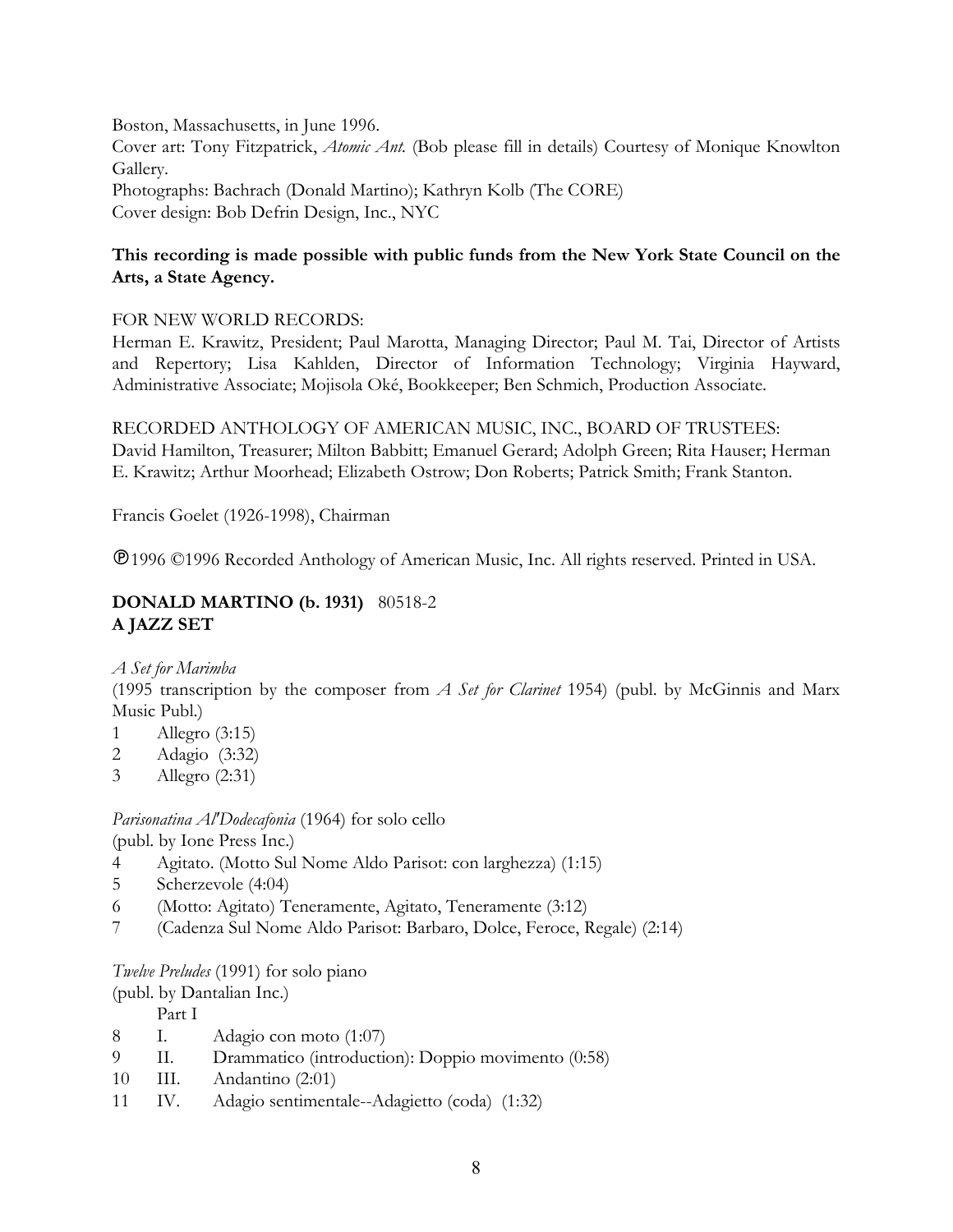Boston, Massachusetts, in June 1996.
Cover art: Tony Fitzpatrick, *Atomic Ant.* (Bob please fill in details) Courtesy of Monique Knowlton Gallery.
Photographs: Bachrach (Donald Martino); Kathryn Kolb (The CORE)
Cover design: Bob Defrin Design, Inc., NYC

**This recording is made possible with public funds from the New York State Council on the Arts, a State Agency.**

FOR NEW WORLD RECORDS:
Herman E. Krawitz, President; Paul Marotta, Managing Director; Paul M. Tai, Director of Artists and Repertory; Lisa Kahlden, Director of Information Technology; Virginia Hayward, Administrative Associate; Mojisola Oké, Bookkeeper; Ben Schmich, Production Associate.

RECORDED ANTHOLOGY OF AMERICAN MUSIC, INC., BOARD OF TRUSTEES:
David Hamilton, Treasurer; Milton Babbitt; Emanuel Gerard; Adolph Green; Rita Hauser; Herman E. Krawitz; Arthur Moorhead; Elizabeth Ostrow; Don Roberts; Patrick Smith; Frank Stanton.

Francis Goelet (1926-1998), Chairman

℗1996 ©1996 Recorded Anthology of American Music, Inc. All rights reserved. Printed in USA.

**DONALD MARTINO (b. 1931)** 80518-2
**A JAZZ SET**

*A Set for Marimba*
(1995 transcription by the composer from *A Set for Clarinet* 1954) (publ. by McGinnis and Marx Music Publ.)

1 Allegro (3:15)
2 Adagio (3:32)
3 Allegro (2:31)

*Parisonatina Al'Dodecafonia* (1964) for solo cello
(publ. by Ione Press Inc.)

4 Agitato. (Motto Sul Nome Aldo Parisot: con larghezza) (1:15)
5 Scherzevole (4:04)
6 (Motto: Agitato) Teneramente, Agitato, Teneramente (3:12)
7 (Cadenza Sul Nome Aldo Parisot: Barbaro, Dolce, Feroce, Regale) (2:14)

*Twelve Preludes* (1991) for solo piano
(publ. by Dantalian Inc.)

Part I

8 I. Adagio con moto (1:07)
9 II. Drammatico (introduction): Doppio movimento (0:58)
10 III. Andantino (2:01)
11 IV. Adagio sentimentale--Adagietto (coda) (1:32)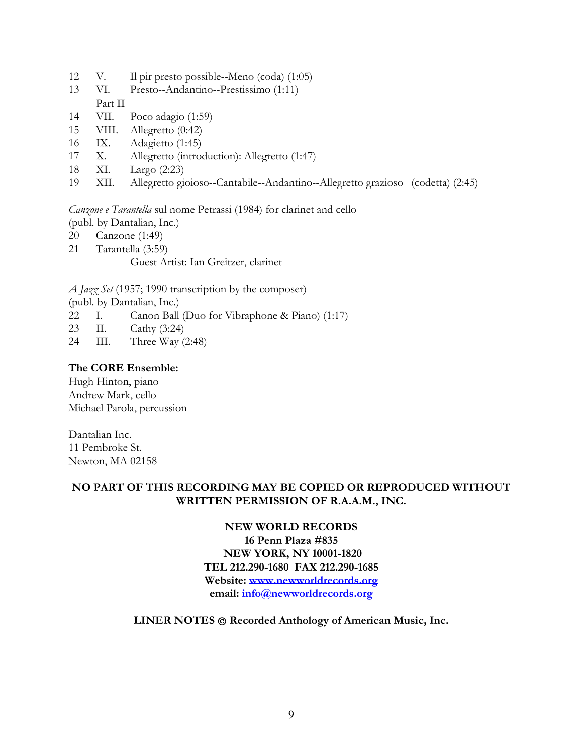12 V. Il pir presto possible--Meno (coda) (1:05)
13 VI. Presto--Andantino--Prestissimo (1:11)
Part II
14 VII. Poco adagio (1:59)
15 VIII. Allegretto (0:42)
16 IX. Adagietto (1:45)
17 X. Allegretto (introduction): Allegretto (1:47)
18 XI. Largo (2:23)
19 XII. Allegretto gioioso--Cantabile--Andantino--Allegretto grazioso (codetta) (2:45)

*Canzone e Tarantella* sul nome Petrassi (1984) for clarinet and cello
(publ. by Dantalian, Inc.)
20 Canzone (1:49)
21 Tarantella (3:59)
Guest Artist: Ian Greitzer, clarinet

*A Jazz Set* (1957; 1990 transcription by the composer)
(publ. by Dantalian, Inc.)
22 I. Canon Ball (Duo for Vibraphone & Piano) (1:17)
23 II. Cathy (3:24)
24 III. Three Way (2:48)

**The CORE Ensemble:**
Hugh Hinton, piano
Andrew Mark, cello
Michael Parola, percussion

Dantalian Inc.
11 Pembroke St.
Newton, MA 02158

**NO PART OF THIS RECORDING MAY BE COPIED OR REPRODUCED WITHOUT WRITTEN PERMISSION OF R.A.A.M., INC.**

**NEW WORLD RECORDS**
**16 Penn Plaza #835**
**NEW YORK, NY 10001-1820**
**TEL 212.290-1680 FAX 212.290-1685**
**Website: www.newworldrecords.org**
**email: info@newworldrecords.org**

**LINER NOTES © Recorded Anthology of American Music, Inc.**